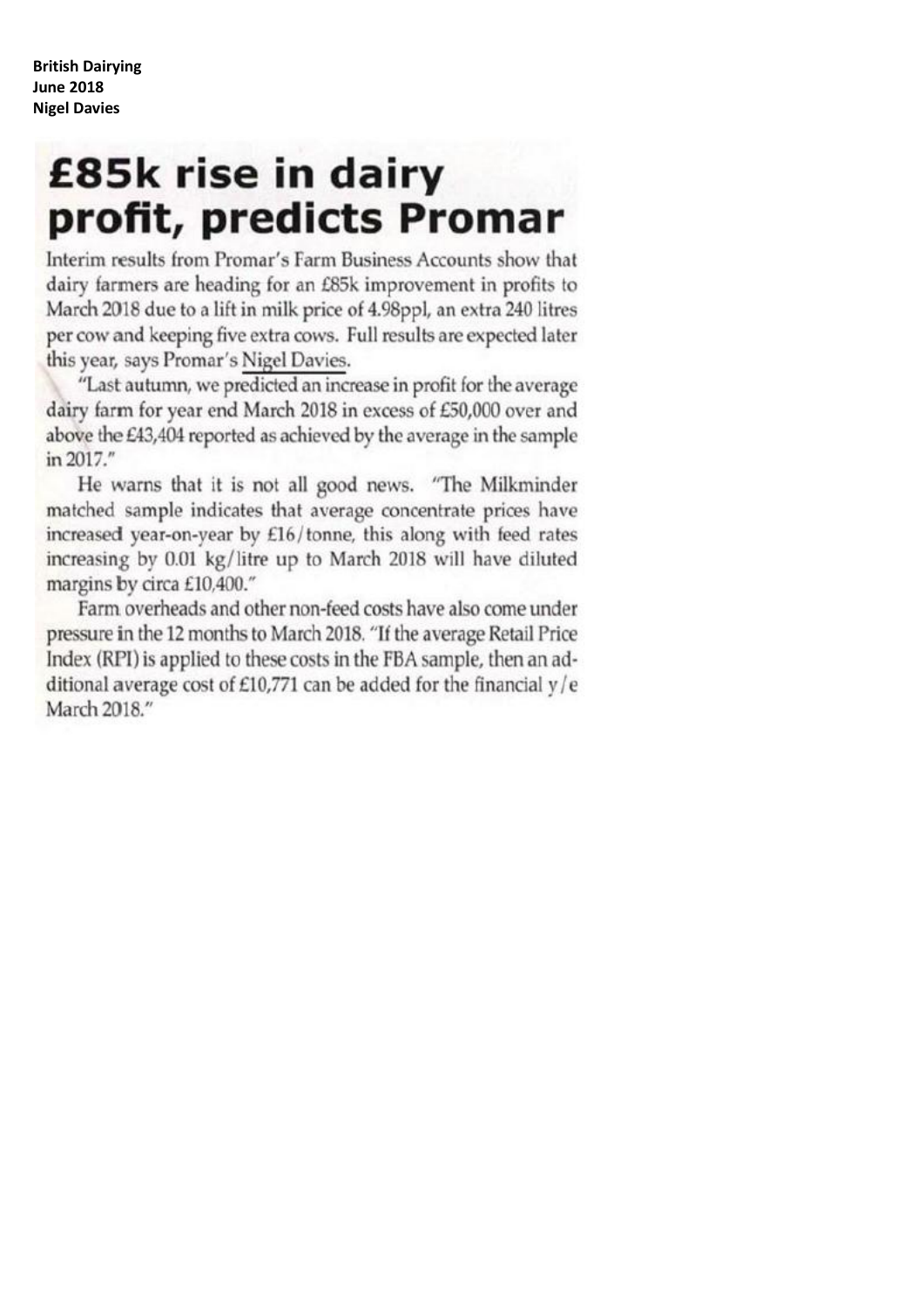**British Dairying**
**June 2018**
**Nigel Davies**

# £85k rise in dairy profit, predicts Promar

Interim results from Promar's Farm Business Accounts show that dairy farmers are heading for an £85k improvement in profits to March 2018 due to a lift in milk price of 4.98ppl, an extra 240 litres per cow and keeping five extra cows. Full results are expected later this year, says Promar's Nigel Davies.

"Last autumn, we predicted an increase in profit for the average dairy farm for year end March 2018 in excess of £50,000 over and above the £43,404 reported as achieved by the average in the sample in 2017."

He warns that it is not all good news. "The Milkminder matched sample indicates that average concentrate prices have increased year-on-year by £16/tonne, this along with feed rates increasing by 0.01 kg/litre up to March 2018 will have diluted margins by circa £10,400."

Farm overheads and other non-feed costs have also come under pressure in the 12 months to March 2018. "If the average Retail Price Index (RPI) is applied to these costs in the FBA sample, then an additional average cost of £10,771 can be added for the financial y/e March 2018."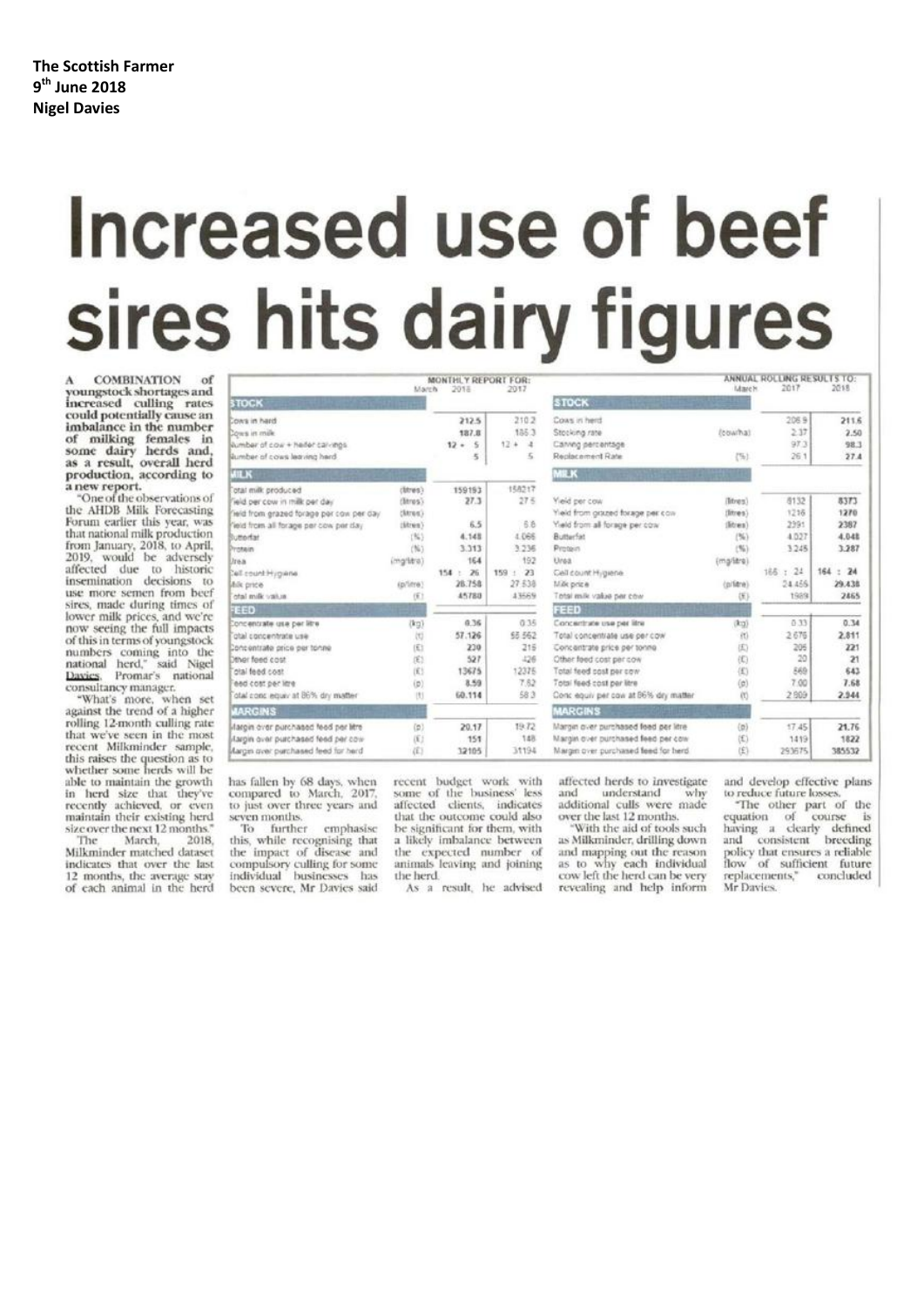**The Scottish Farmer**
**9th June 2018**
**Nigel Davies**

# Increased use of beef sires hits dairy figures

A COMBINATION of youngstock shortages and increased culling rates could potentially cause an imbalance in the number of milking females in some dairy herds and, as a result, overall herd production, according to a new report.

"One of the observations of the AHDB Milk Forecasting Forum earlier this year, was that national milk production from January, 2018, to April, 2019, would be adversely affected due to historic insemination decisions to use more semen from beef sires, made during times of lower milk prices, and we're now seeing the full impacts of this in terms of youngstock numbers coming into the national herd," said Nigel Davies, Promar's national consultancy manager.

"What's more, when set against the trend of a higher rolling 12-month culling rate that we've seen in the most recent Milkminder sample, this raises the question as to whether some herds will be able to maintain the growth in herd size that they've recently achieved, or even maintain their existing herd size over the next 12 months."

The March, 2018, Milkminder matched dataset indicates that over the last 12 months, the average stay of each animal in the herd has fallen by 68 days, when compared to March, 2017, to just over three years and seven months.

To further emphasise this, while recognising that the impact of disease and compulsory culling for some individual businesses has been severe, Mr Davies said recent budget work with some of the business' less affected clients, indicates that the outcome could also be significant for them, with a likely imbalance between the expected number of animals leaving and joining the herd.

As a result, he advised affected herds to investigate and understand why additional culls were made over the last 12 months.

"With the aid of tools such as Milkminder, drilling down and mapping out the reason as to why each individual cow left the herd can be very revealing and help inform and develop effective plans to reduce future losses.

"The other part of the equation of course is having a clearly defined and consistent breeding policy that ensures a reliable flow of sufficient future replacements," concluded Mr Davies.

| MONTHLY REPORT FOR: | | March 2018 | 2017 |
|---|---|---|---|
| **STOCK** | | | |
| Cows in herd | | 212.5 | 210.2 |
| Cows in milk | | 187.8 | 186.3 |
| Number of cow + heifer calvings | | 12 + 5 | 12 + 4 |
| Number of cows leaving herd | | 5 | 5 |
| **MILK** | | | |
| Total milk produced | (litres) | 159193 | 158217 |
| Yield per cow in milk per day | (litres) | 27.3 | 27.5 |
| Yield from grazed forage per cow per day | (litres) | | |
| Yield from all forage per cow per day | (litres) | 6.5 | 6.6 |
| Butterfat | (%) | 4.148 | 4.066 |
| Protein | (%) | 3.313 | 3.236 |
| Urea | (mg/litre) | 164 | 192 |
| Cell count Hygiene | | 154 : 26 | 159 : 23 |
| Milk price | (p/litre) | 28.758 | 27.538 |
| Total milk value | (£) | 45780 | 43569 |
| **FEED** | | | |
| Concentrate use per litre | (kg) | 0.36 | 0.35 |
| Total concentrate use | (t) | 57.126 | 55.562 |
| Concentrate price per tonne | (£) | 239 | 216 |
| Other feed cost | (£) | 527 | 426 |
| Total feed cost | (£) | 13675 | 12375 |
| Feed cost per litre | (p) | 8.59 | 7.82 |
| Total conc equiv at 86% dry matter | (t) | 60.114 | 58.3 |
| **MARGINS** | | | |
| Margin over purchased feed per litre | (p) | 20.17 | 19.72 |
| Margin over purchased feed per cow | (£) | 151 | 148 |
| Margin over purchased feed for herd | (£) | 32105 | 31194 |

| ANNUAL ROLLING RESULTS TO: | | March 2017 | 2018 |
|---|---|---|---|
| **STOCK** | | | |
| Cows in herd | | 206.9 | 211.6 |
| Stocking rate | (cows/ha) | 2.37 | 2.50 |
| Calving percentage | | 97.3 | 98.3 |
| Replacement Rate | (%) | 26.1 | 27.4 |
| **MILK** | | | |
| Yield per cow | (litres) | 8132 | 8373 |
| Yield from grazed forage per cow | (litres) | 1216 | 1270 |
| Yield from all forage per cow | (litres) | 2391 | 2387 |
| Butterfat | (%) | 4.027 | 4.048 |
| Protein | (%) | 3.245 | 3.287 |
| Urea | (mg/litre) | | |
| Cell count Hygiene | | 166 : 24 | 164 : 24 |
| Milk price | (p/litre) | 24.455 | 29.438 |
| Total milk value per cow | (£) | 1989 | 2465 |
| **FEED** | | | |
| Concentrate use per litre | (kg) | 0.33 | 0.34 |
| Total concentrate use per cow | (t) | 2.676 | 2.811 |
| Concentrate price per tonne | (£) | 206 | 221 |
| Other feed cost per cow | (£) | 20 | 21 |
| Total feed cost per cow | (£) | 569 | 643 |
| Total feed cost per litre | (p) | 7.00 | 7.68 |
| Conc equiv per cow at 86% dry matter | (t) | 2.809 | 2.944 |
| **MARGINS** | | | |
| Margin over purchased feed per litre | (p) | 17.45 | 21.76 |
| Margin over purchased feed per cow | (£) | 1419 | 1822 |
| Margin over purchased feed for herd | (£) | 293675 | 385532 |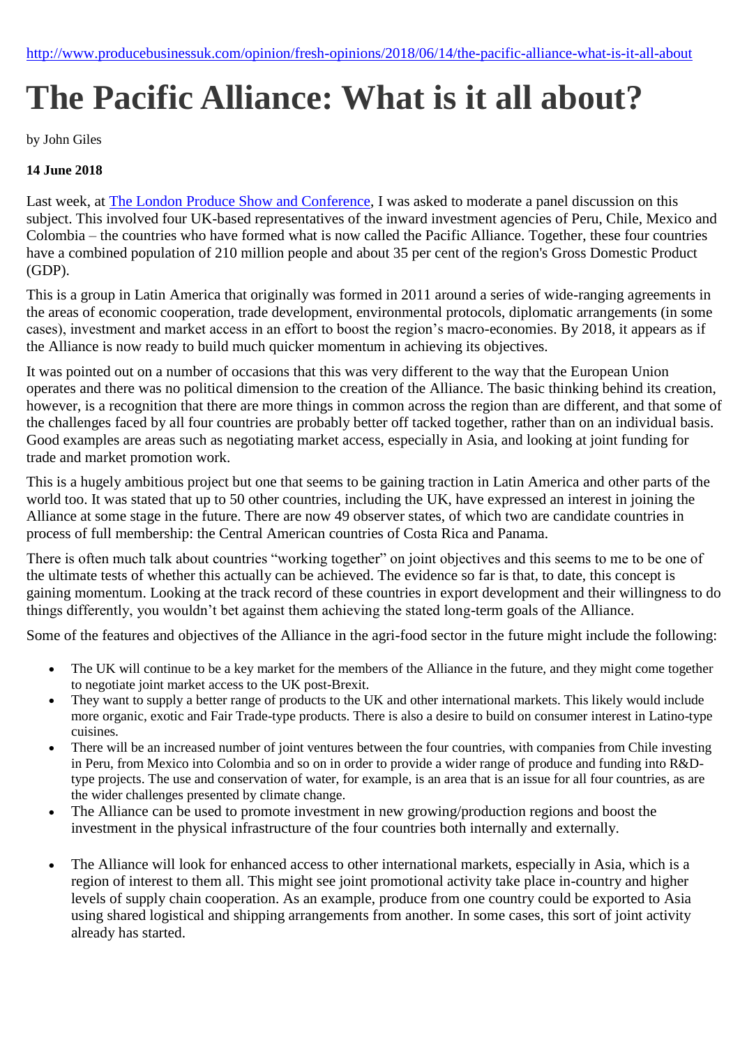http://www.producebusinessuk.com/opinion/fresh-opinions/2018/06/14/the-pacific-alliance-what-is-it-all-about

# The Pacific Alliance: What is it all about?

by John Giles

**14 June 2018**

Last week, at [The London Produce Show and Conference](), I was asked to moderate a panel discussion on this subject. This involved four UK-based representatives of the inward investment agencies of Peru, Chile, Mexico and Colombia – the countries who have formed what is now called the Pacific Alliance. Together, these four countries have a combined population of 210 million people and about 35 per cent of the region's Gross Domestic Product (GDP).

This is a group in Latin America that originally was formed in 2011 around a series of wide-ranging agreements in the areas of economic cooperation, trade development, environmental protocols, diplomatic arrangements (in some cases), investment and market access in an effort to boost the region's macro-economies. By 2018, it appears as if the Alliance is now ready to build much quicker momentum in achieving its objectives.

It was pointed out on a number of occasions that this was very different to the way that the European Union operates and there was no political dimension to the creation of the Alliance. The basic thinking behind its creation, however, is a recognition that there are more things in common across the region than are different, and that some of the challenges faced by all four countries are probably better off tacked together, rather than on an individual basis. Good examples are areas such as negotiating market access, especially in Asia, and looking at joint funding for trade and market promotion work.

This is a hugely ambitious project but one that seems to be gaining traction in Latin America and other parts of the world too. It was stated that up to 50 other countries, including the UK, have expressed an interest in joining the Alliance at some stage in the future. There are now 49 observer states, of which two are candidate countries in process of full membership: the Central American countries of Costa Rica and Panama.

There is often much talk about countries "working together" on joint objectives and this seems to me to be one of the ultimate tests of whether this actually can be achieved. The evidence so far is that, to date, this concept is gaining momentum. Looking at the track record of these countries in export development and their willingness to do things differently, you wouldn't bet against them achieving the stated long-term goals of the Alliance.

Some of the features and objectives of the Alliance in the agri-food sector in the future might include the following:

- The UK will continue to be a key market for the members of the Alliance in the future, and they might come together to negotiate joint market access to the UK post-Brexit.
- They want to supply a better range of products to the UK and other international markets. This likely would include more organic, exotic and Fair Trade-type products. There is also a desire to build on consumer interest in Latino-type cuisines.
- There will be an increased number of joint ventures between the four countries, with companies from Chile investing in Peru, from Mexico into Colombia and so on in order to provide a wider range of produce and funding into R&D-type projects. The use and conservation of water, for example, is an area that is an issue for all four countries, as are the wider challenges presented by climate change.
- The Alliance can be used to promote investment in new growing/production regions and boost the investment in the physical infrastructure of the four countries both internally and externally.
- The Alliance will look for enhanced access to other international markets, especially in Asia, which is a region of interest to them all. This might see joint promotional activity take place in-country and higher levels of supply chain cooperation. As an example, produce from one country could be exported to Asia using shared logistical and shipping arrangements from another. In some cases, this sort of joint activity already has started.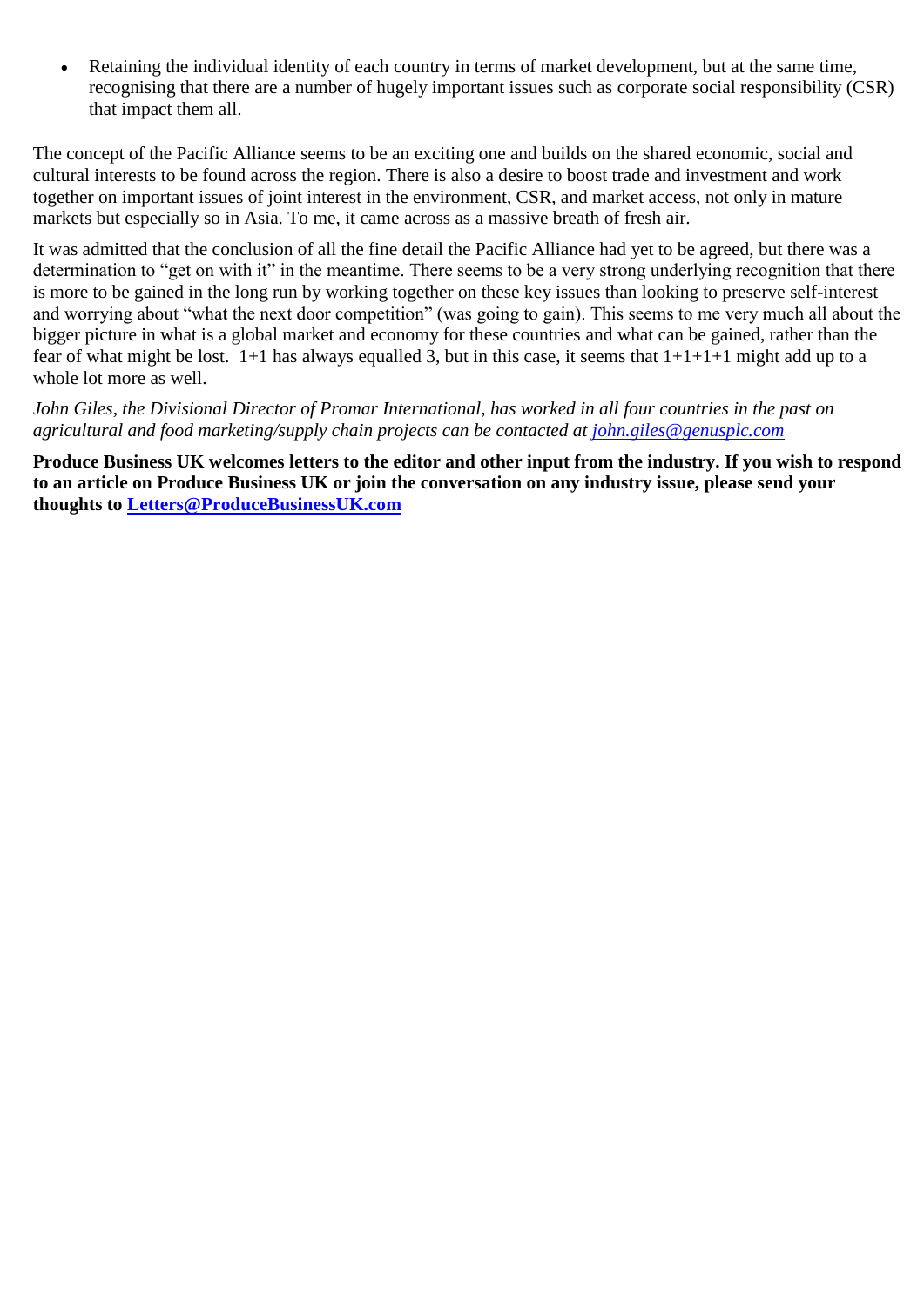- Retaining the individual identity of each country in terms of market development, but at the same time, recognising that there are a number of hugely important issues such as corporate social responsibility (CSR) that impact them all.

The concept of the Pacific Alliance seems to be an exciting one and builds on the shared economic, social and cultural interests to be found across the region. There is also a desire to boost trade and investment and work together on important issues of joint interest in the environment, CSR, and market access, not only in mature markets but especially so in Asia. To me, it came across as a massive breath of fresh air.

It was admitted that the conclusion of all the fine detail the Pacific Alliance had yet to be agreed, but there was a determination to "get on with it" in the meantime. There seems to be a very strong underlying recognition that there is more to be gained in the long run by working together on these key issues than looking to preserve self-interest and worrying about "what the next door competition" (was going to gain). This seems to me very much all about the bigger picture in what is a global market and economy for these countries and what can be gained, rather than the fear of what might be lost. 1+1 has always equalled 3, but in this case, it seems that 1+1+1+1 might add up to a whole lot more as well.

*John Giles, the Divisional Director of Promar International, has worked in all four countries in the past on agricultural and food marketing/supply chain projects can be contacted at [john.giles@genusplc.com](mailto:john.giles@genusplc.com)*

**Produce Business UK welcomes letters to the editor and other input from the industry. If you wish to respond to an article on Produce Business UK or join the conversation on any industry issue, please send your thoughts to [Letters@ProduceBusinessUK.com](mailto:Letters@ProduceBusinessUK.com)**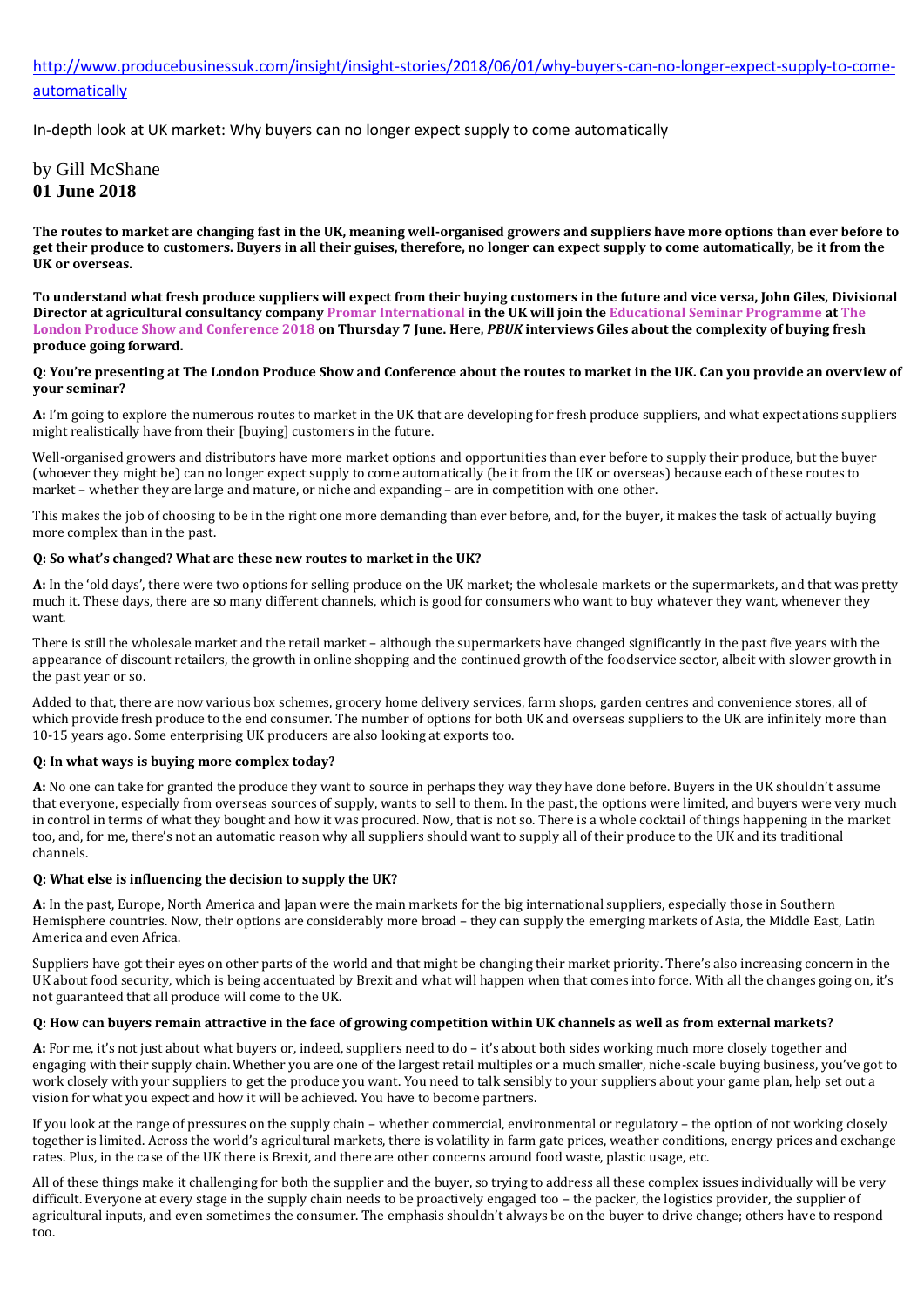http://www.producebusinessuk.com/insight/insight-stories/2018/06/01/why-buyers-can-no-longer-expect-supply-to-come-automatically

In-depth look at UK market: Why buyers can no longer expect supply to come automatically

by Gill McShane
**01 June 2018**

**The routes to market are changing fast in the UK, meaning well-organised growers and suppliers have more options than ever before to get their produce to customers. Buyers in all their guises, therefore, no longer can expect supply to come automatically, be it from the UK or overseas.**

**To understand what fresh produce suppliers will expect from their buying customers in the future and vice versa, John Giles, Divisional Director at agricultural consultancy company Promar International in the UK will join the Educational Seminar Programme at The London Produce Show and Conference 2018 on Thursday 7 June. Here, *PBUK* interviews Giles about the complexity of buying fresh produce going forward.**

**Q: You're presenting at The London Produce Show and Conference about the routes to market in the UK. Can you provide an overview of your seminar?**

**A:** I'm going to explore the numerous routes to market in the UK that are developing for fresh produce suppliers, and what expectations suppliers might realistically have from their [buying] customers in the future.

Well-organised growers and distributors have more market options and opportunities than ever before to supply their produce, but the buyer (whoever they might be) can no longer expect supply to come automatically (be it from the UK or overseas) because each of these routes to market – whether they are large and mature, or niche and expanding – are in competition with one other.

This makes the job of choosing to be in the right one more demanding than ever before, and, for the buyer, it makes the task of actually buying more complex than in the past.

**Q: So what's changed? What are these new routes to market in the UK?**

**A:** In the 'old days', there were two options for selling produce on the UK market; the wholesale markets or the supermarkets, and that was pretty much it. These days, there are so many different channels, which is good for consumers who want to buy whatever they want, whenever they want.

There is still the wholesale market and the retail market – although the supermarkets have changed significantly in the past five years with the appearance of discount retailers, the growth in online shopping and the continued growth of the foodservice sector, albeit with slower growth in the past year or so.

Added to that, there are now various box schemes, grocery home delivery services, farm shops, garden centres and convenience stores, all of which provide fresh produce to the end consumer. The number of options for both UK and overseas suppliers to the UK are infinitely more than 10-15 years ago. Some enterprising UK producers are also looking at exports too.

**Q: In what ways is buying more complex today?**

**A:** No one can take for granted the produce they want to source in perhaps they way they have done before. Buyers in the UK shouldn't assume that everyone, especially from overseas sources of supply, wants to sell to them. In the past, the options were limited, and buyers were very much in control in terms of what they bought and how it was procured. Now, that is not so. There is a whole cocktail of things happening in the market too, and, for me, there's not an automatic reason why all suppliers should want to supply all of their produce to the UK and its traditional channels.

**Q: What else is influencing the decision to supply the UK?**

**A:** In the past, Europe, North America and Japan were the main markets for the big international suppliers, especially those in Southern Hemisphere countries. Now, their options are considerably more broad – they can supply the emerging markets of Asia, the Middle East, Latin America and even Africa.

Suppliers have got their eyes on other parts of the world and that might be changing their market priority. There's also increasing concern in the UK about food security, which is being accentuated by Brexit and what will happen when that comes into force. With all the changes going on, it's not guaranteed that all produce will come to the UK.

**Q: How can buyers remain attractive in the face of growing competition within UK channels as well as from external markets?**

**A:** For me, it's not just about what buyers or, indeed, suppliers need to do – it's about both sides working much more closely together and engaging with their supply chain. Whether you are one of the largest retail multiples or a much smaller, niche-scale buying business, you've got to work closely with your suppliers to get the produce you want. You need to talk sensibly to your suppliers about your game plan, help set out a vision for what you expect and how it will be achieved. You have to become partners.

If you look at the range of pressures on the supply chain – whether commercial, environmental or regulatory – the option of not working closely together is limited. Across the world's agricultural markets, there is volatility in farm gate prices, weather conditions, energy prices and exchange rates. Plus, in the case of the UK there is Brexit, and there are other concerns around food waste, plastic usage, etc.

All of these things make it challenging for both the supplier and the buyer, so trying to address all these complex issues individually will be very difficult. Everyone at every stage in the supply chain needs to be proactively engaged too – the packer, the logistics provider, the supplier of agricultural inputs, and even sometimes the consumer. The emphasis shouldn't always be on the buyer to drive change; others have to respond too.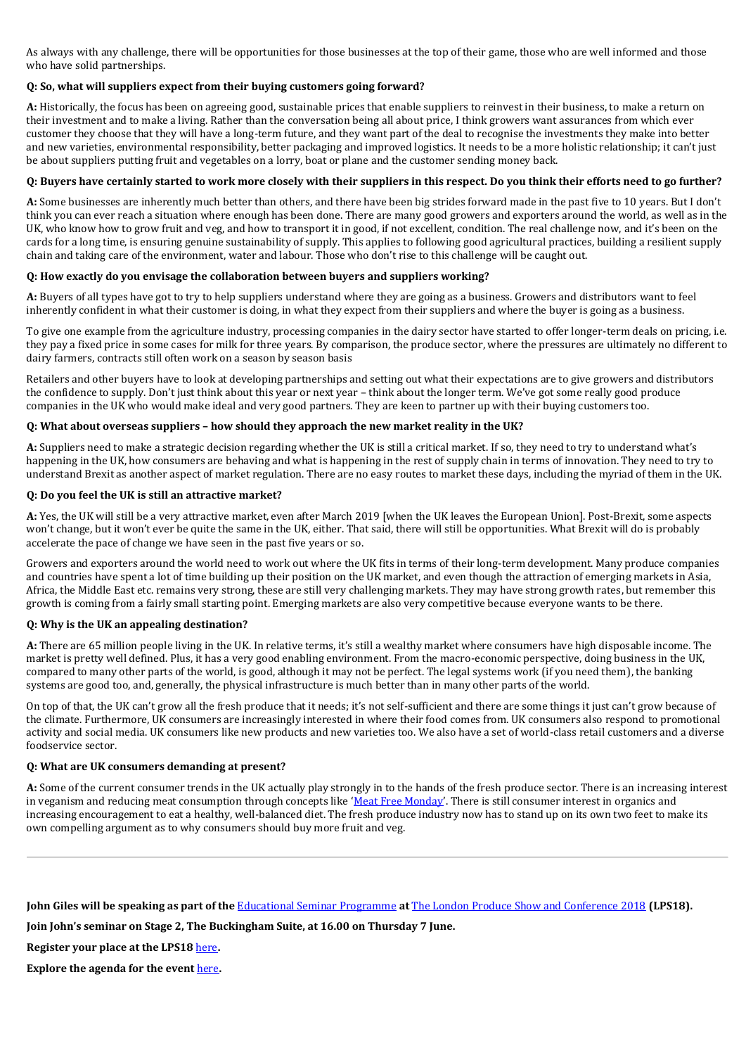As always with any challenge, there will be opportunities for those businesses at the top of their game, those who are well informed and those who have solid partnerships.

**Q: So, what will suppliers expect from their buying customers going forward?**

**A:** Historically, the focus has been on agreeing good, sustainable prices that enable suppliers to reinvest in their business, to make a return on their investment and to make a living. Rather than the conversation being all about price, I think growers want assurances from which ever customer they choose that they will have a long-term future, and they want part of the deal to recognise the investments they make into better and new varieties, environmental responsibility, better packaging and improved logistics. It needs to be a more holistic relationship; it can't just be about suppliers putting fruit and vegetables on a lorry, boat or plane and the customer sending money back.

**Q: Buyers have certainly started to work more closely with their suppliers in this respect. Do you think their efforts need to go further?**

**A:** Some businesses are inherently much better than others, and there have been big strides forward made in the past five to 10 years. But I don't think you can ever reach a situation where enough has been done. There are many good growers and exporters around the world, as well as in the UK, who know how to grow fruit and veg, and how to transport it in good, if not excellent, condition. The real challenge now, and it's been on the cards for a long time, is ensuring genuine sustainability of supply. This applies to following good agricultural practices, building a resilient supply chain and taking care of the environment, water and labour. Those who don't rise to this challenge will be caught out.

**Q: How exactly do you envisage the collaboration between buyers and suppliers working?**

**A:** Buyers of all types have got to try to help suppliers understand where they are going as a business. Growers and distributors want to feel inherently confident in what their customer is doing, in what they expect from their suppliers and where the buyer is going as a business.

To give one example from the agriculture industry, processing companies in the dairy sector have started to offer longer-term deals on pricing, i.e. they pay a fixed price in some cases for milk for three years. By comparison, the produce sector, where the pressures are ultimately no different to dairy farmers, contracts still often work on a season by season basis

Retailers and other buyers have to look at developing partnerships and setting out what their expectations are to give growers and distributors the confidence to supply. Don't just think about this year or next year – think about the longer term. We've got some really good produce companies in the UK who would make ideal and very good partners. They are keen to partner up with their buying customers too.

**Q: What about overseas suppliers – how should they approach the new market reality in the UK?**

**A:** Suppliers need to make a strategic decision regarding whether the UK is still a critical market. If so, they need to try to understand what's happening in the UK, how consumers are behaving and what is happening in the rest of supply chain in terms of innovation. They need to try to understand Brexit as another aspect of market regulation. There are no easy routes to market these days, including the myriad of them in the UK.

**Q: Do you feel the UK is still an attractive market?**

**A:** Yes, the UK will still be a very attractive market, even after March 2019 [when the UK leaves the European Union]. Post-Brexit, some aspects won't change, but it won't ever be quite the same in the UK, either. That said, there will still be opportunities. What Brexit will do is probably accelerate the pace of change we have seen in the past five years or so.

Growers and exporters around the world need to work out where the UK fits in terms of their long-term development. Many produce companies and countries have spent a lot of time building up their position on the UK market, and even though the attraction of emerging markets in Asia, Africa, the Middle East etc. remains very strong, these are still very challenging markets. They may have strong growth rates, but remember this growth is coming from a fairly small starting point. Emerging markets are also very competitive because everyone wants to be there.

**Q: Why is the UK an appealing destination?**

**A:** There are 65 million people living in the UK. In relative terms, it's still a wealthy market where consumers have high disposable income. The market is pretty well defined. Plus, it has a very good enabling environment. From the macro-economic perspective, doing business in the UK, compared to many other parts of the world, is good, although it may not be perfect. The legal systems work (if you need them), the banking systems are good too, and, generally, the physical infrastructure is much better than in many other parts of the world.

On top of that, the UK can't grow all the fresh produce that it needs; it's not self-sufficient and there are some things it just can't grow because of the climate. Furthermore, UK consumers are increasingly interested in where their food comes from. UK consumers also respond to promotional activity and social media. UK consumers like new products and new varieties too. We also have a set of world-class retail customers and a diverse foodservice sector.

**Q: What are UK consumers demanding at present?**

**A:** Some of the current consumer trends in the UK actually play strongly in to the hands of the fresh produce sector. There is an increasing interest in veganism and reducing meat consumption through concepts like 'Meat Free Monday'. There is still consumer interest in organics and increasing encouragement to eat a healthy, well-balanced diet. The fresh produce industry now has to stand up on its own two feet to make its own compelling argument as to why consumers should buy more fruit and veg.

---

**John Giles will be speaking as part of the** Educational Seminar Programme **at** The London Produce Show and Conference 2018 **(LPS18).**

**Join John's seminar on Stage 2, The Buckingham Suite, at 16.00 on Thursday 7 June.**

**Register your place at the LPS18** here**.**

**Explore the agenda for the event** here**.**